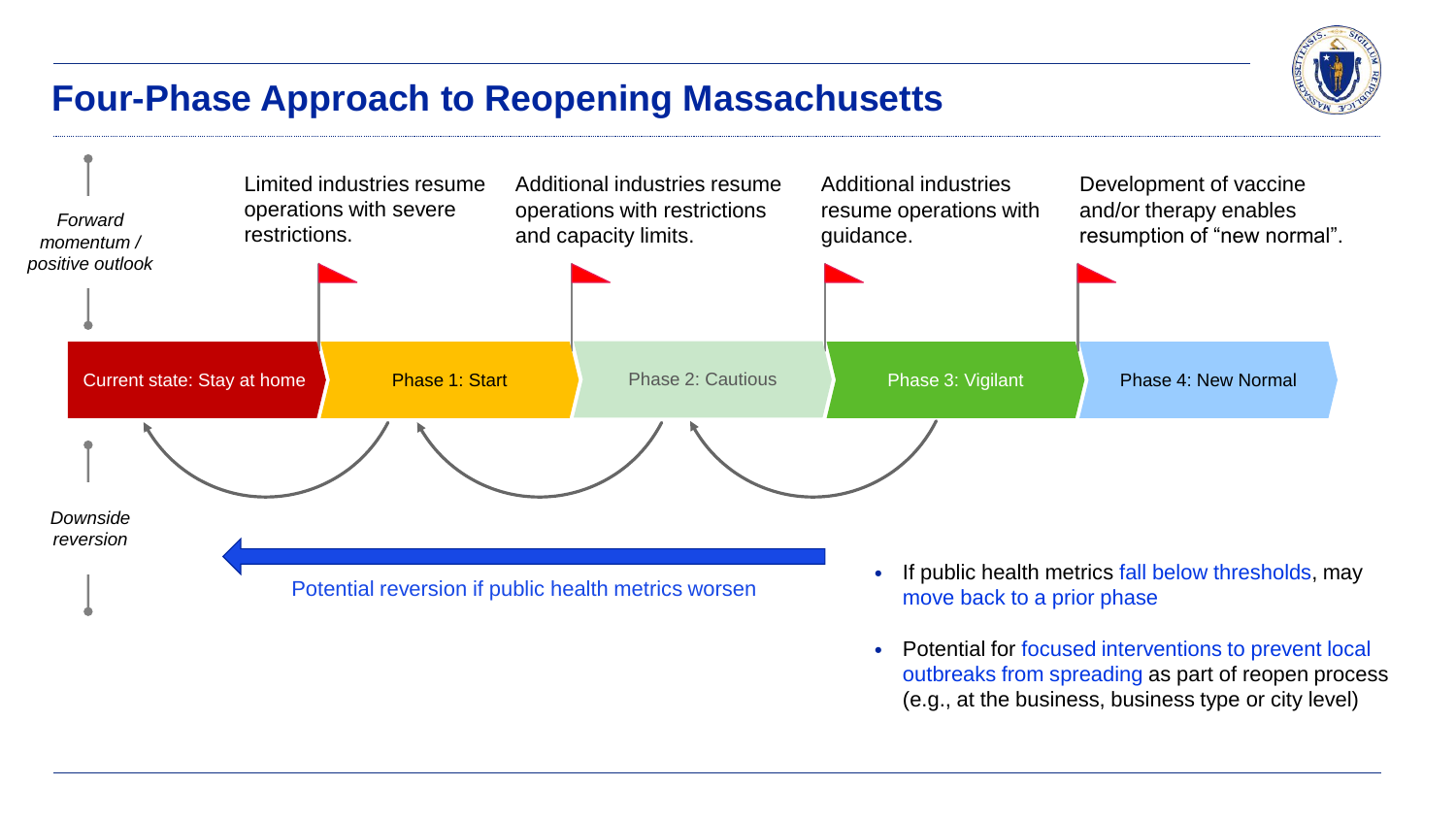# Four-Phase Approach to Reopening Massachusetts

*Forward momentum / positive outlook*

*Downside reversion*

| Current state: Stay at home | Phase 1: Start | Phase 2: Cautious | Phase 3: Vigilant | Phase 4: New Normal |
| --- | --- | --- | --- | --- |
| | Limited industries resume operations with severe restrictions. | Additional industries resume operations with restrictions and capacity limits. | Additional industries resume operations with guidance. | Development of vaccine and/or therapy enables resumption of "new normal". |

Potential reversion if public health metrics worsen

- If public health metrics fall below thresholds, may move back to a prior phase
- Potential for focused interventions to prevent local outbreaks from spreading as part of reopen process (e.g., at the business, business type or city level)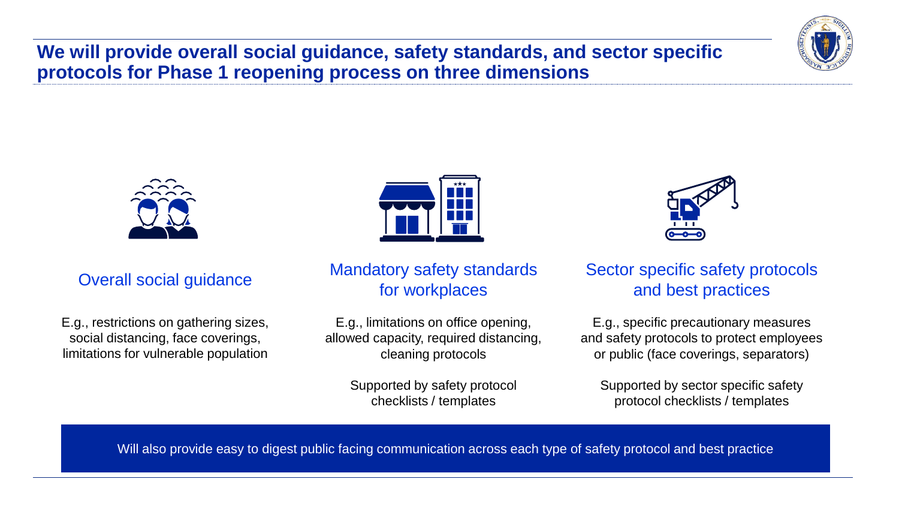# We will provide overall social guidance, safety standards, and sector specific protocols for Phase 1 reopening process on three dimensions

### Overall social guidance

E.g., restrictions on gathering sizes, social distancing, face coverings, limitations for vulnerable population

### Mandatory safety standards for workplaces

E.g., limitations on office opening, allowed capacity, required distancing, cleaning protocols

Supported by safety protocol checklists / templates

### Sector specific safety protocols and best practices

E.g., specific precautionary measures and safety protocols to protect employees or public (face coverings, separators)

Supported by sector specific safety protocol checklists / templates

Will also provide easy to digest public facing communication across each type of safety protocol and best practice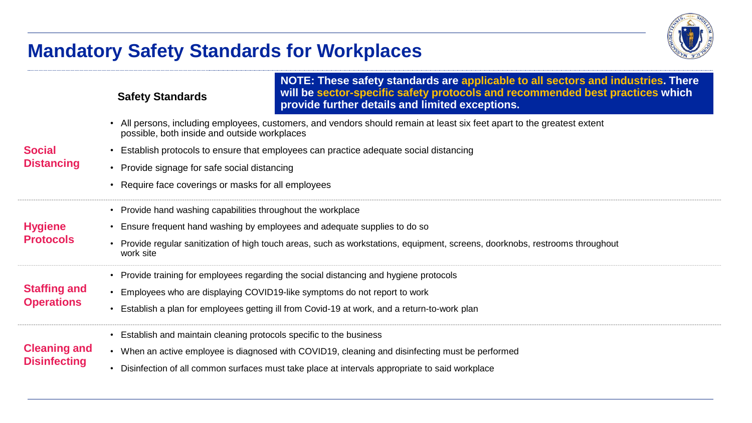# Mandatory Safety Standards for Workplaces

**Safety Standards**

**NOTE: These safety standards are applicable to all sectors and industries. There will be sector-specific safety protocols and recommended best practices which provide further details and limited exceptions.**

## Social Distancing

- All persons, including employees, customers, and vendors should remain at least six feet apart to the greatest extent possible, both inside and outside workplaces
- Establish protocols to ensure that employees can practice adequate social distancing
- Provide signage for safe social distancing
- Require face coverings or masks for all employees

## Hygiene Protocols

- Provide hand washing capabilities throughout the workplace
- Ensure frequent hand washing by employees and adequate supplies to do so
- Provide regular sanitization of high touch areas, such as workstations, equipment, screens, doorknobs, restrooms throughout work site

## Staffing and Operations

- Provide training for employees regarding the social distancing and hygiene protocols
- Employees who are displaying COVID19-like symptoms do not report to work
- Establish a plan for employees getting ill from Covid-19 at work, and a return-to-work plan

## Cleaning and Disinfecting

- Establish and maintain cleaning protocols specific to the business
- When an active employee is diagnosed with COVID19, cleaning and disinfecting must be performed
- Disinfection of all common surfaces must take place at intervals appropriate to said workplace